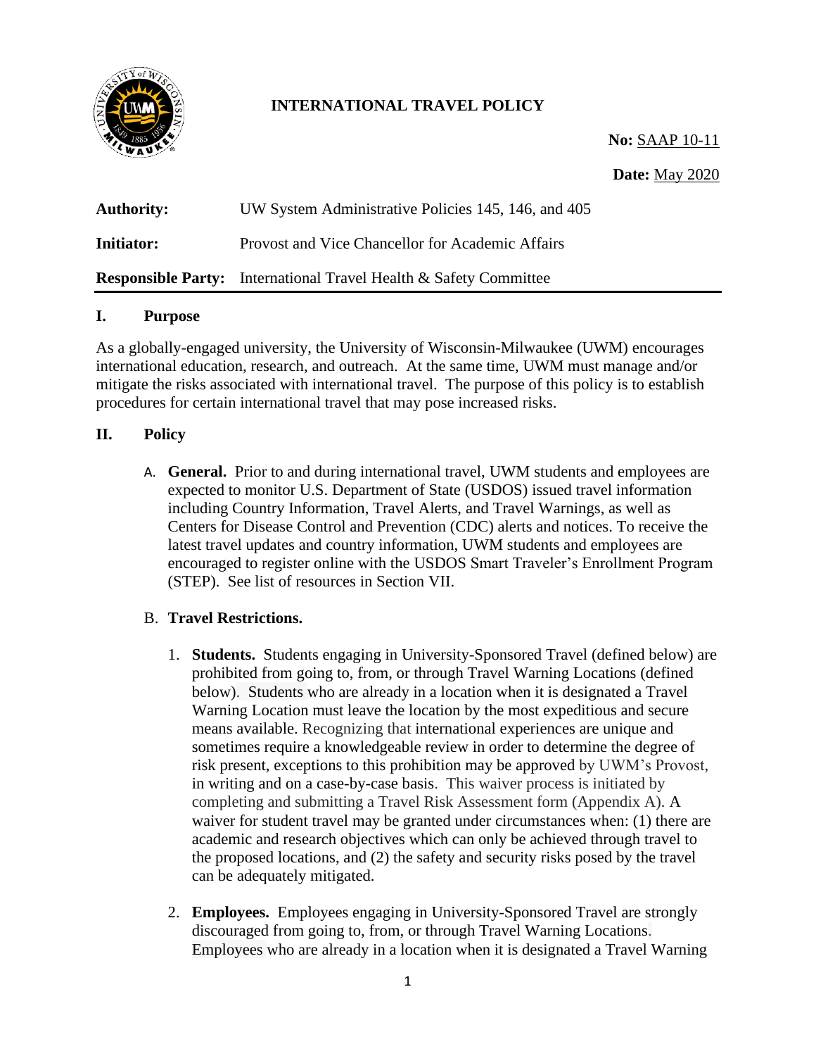# INTERNATIONAL TRAVEL POLICY

**No:** SAAP 10-11

**Date:** May 2020

| | |
|---|---|
| **Authority:** | UW System Administrative Policies 145, 146, and 405 |
| **Initiator:** | Provost and Vice Chancellor for Academic Affairs |
| **Responsible Party:** | International Travel Health & Safety Committee |

## I. Purpose

As a globally-engaged university, the University of Wisconsin-Milwaukee (UWM) encourages international education, research, and outreach. At the same time, UWM must manage and/or mitigate the risks associated with international travel. The purpose of this policy is to establish procedures for certain international travel that may pose increased risks.

## II. Policy

A. **General.** Prior to and during international travel, UWM students and employees are expected to monitor U.S. Department of State (USDOS) issued travel information including Country Information, Travel Alerts, and Travel Warnings, as well as Centers for Disease Control and Prevention (CDC) alerts and notices. To receive the latest travel updates and country information, UWM students and employees are encouraged to register online with the USDOS Smart Traveler's Enrollment Program (STEP). See list of resources in Section VII.

B. **Travel Restrictions.**

1. **Students.** Students engaging in University-Sponsored Travel (defined below) are prohibited from going to, from, or through Travel Warning Locations (defined below). Students who are already in a location when it is designated a Travel Warning Location must leave the location by the most expeditious and secure means available. Recognizing that international experiences are unique and sometimes require a knowledgeable review in order to determine the degree of risk present, exceptions to this prohibition may be approved by UWM's Provost, in writing and on a case-by-case basis. This waiver process is initiated by completing and submitting a Travel Risk Assessment form (Appendix A). A waiver for student travel may be granted under circumstances when: (1) there are academic and research objectives which can only be achieved through travel to the proposed locations, and (2) the safety and security risks posed by the travel can be adequately mitigated.

2. **Employees.** Employees engaging in University-Sponsored Travel are strongly discouraged from going to, from, or through Travel Warning Locations. Employees who are already in a location when it is designated a Travel Warning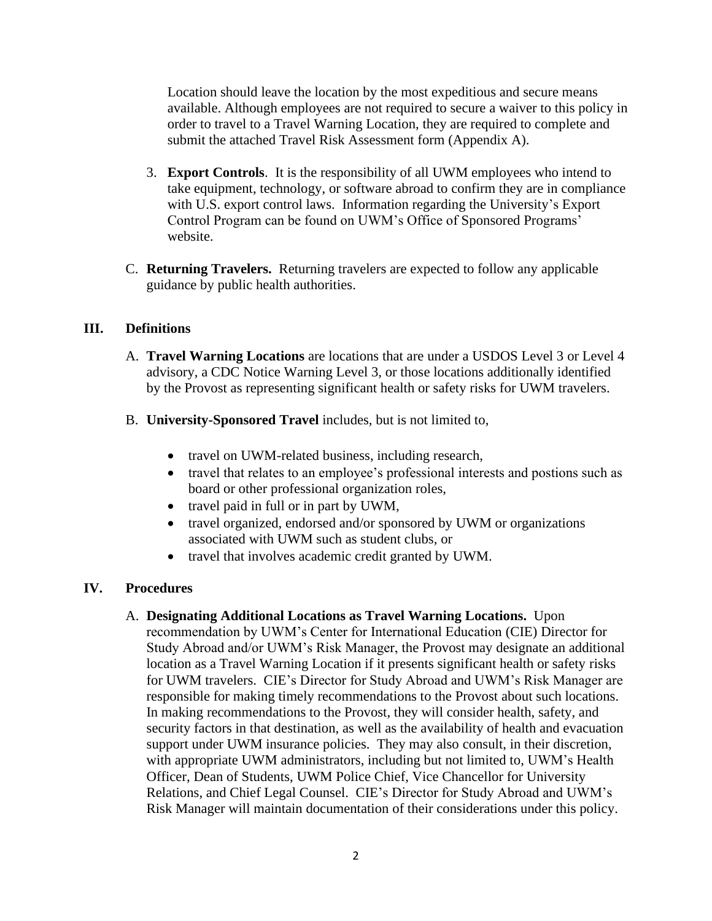Location should leave the location by the most expeditious and secure means available. Although employees are not required to secure a waiver to this policy in order to travel to a Travel Warning Location, they are required to complete and submit the attached Travel Risk Assessment form (Appendix A).

3. **Export Controls**. It is the responsibility of all UWM employees who intend to take equipment, technology, or software abroad to confirm they are in compliance with U.S. export control laws. Information regarding the University's Export Control Program can be found on UWM's Office of Sponsored Programs' website.

C. **Returning Travelers.** Returning travelers are expected to follow any applicable guidance by public health authorities.

## III. Definitions

A. **Travel Warning Locations** are locations that are under a USDOS Level 3 or Level 4 advisory, a CDC Notice Warning Level 3, or those locations additionally identified by the Provost as representing significant health or safety risks for UWM travelers.

B. **University-Sponsored Travel** includes, but is not limited to,

- travel on UWM-related business, including research,
- travel that relates to an employee's professional interests and postions such as board or other professional organization roles,
- travel paid in full or in part by UWM,
- travel organized, endorsed and/or sponsored by UWM or organizations associated with UWM such as student clubs, or
- travel that involves academic credit granted by UWM.

## IV. Procedures

A. **Designating Additional Locations as Travel Warning Locations.** Upon recommendation by UWM's Center for International Education (CIE) Director for Study Abroad and/or UWM's Risk Manager, the Provost may designate an additional location as a Travel Warning Location if it presents significant health or safety risks for UWM travelers. CIE's Director for Study Abroad and UWM's Risk Manager are responsible for making timely recommendations to the Provost about such locations. In making recommendations to the Provost, they will consider health, safety, and security factors in that destination, as well as the availability of health and evacuation support under UWM insurance policies. They may also consult, in their discretion, with appropriate UWM administrators, including but not limited to, UWM's Health Officer, Dean of Students, UWM Police Chief, Vice Chancellor for University Relations, and Chief Legal Counsel. CIE's Director for Study Abroad and UWM's Risk Manager will maintain documentation of their considerations under this policy.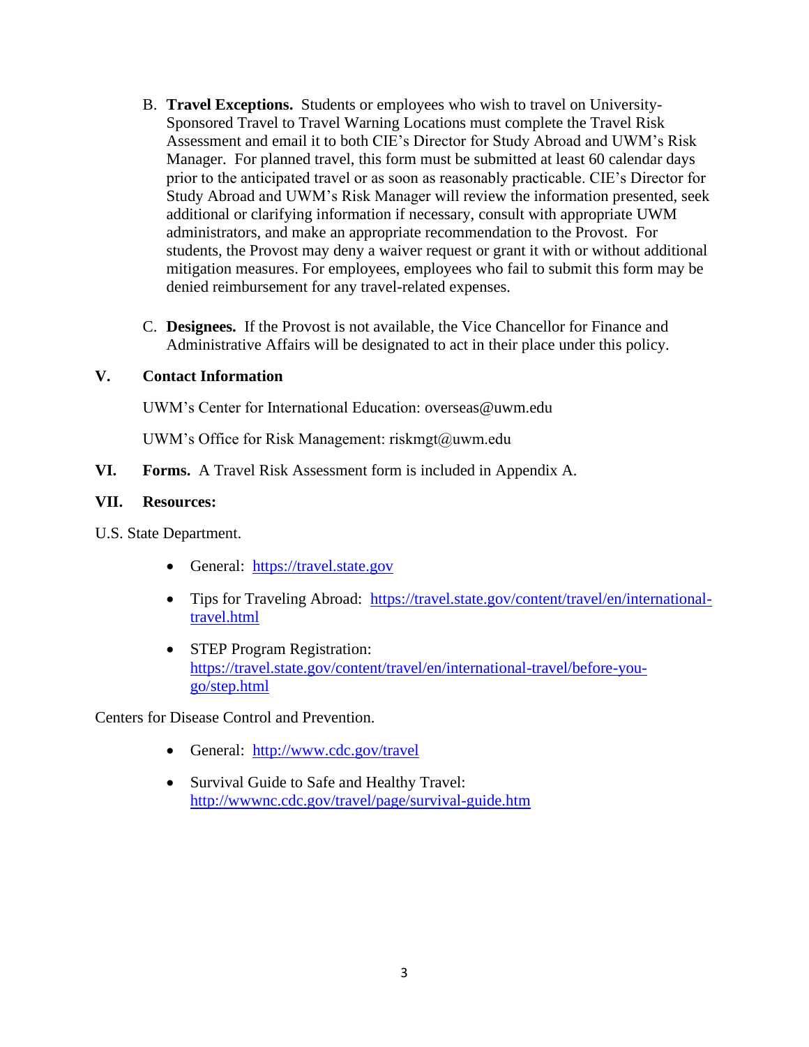B. **Travel Exceptions.** Students or employees who wish to travel on University-Sponsored Travel to Travel Warning Locations must complete the Travel Risk Assessment and email it to both CIE's Director for Study Abroad and UWM's Risk Manager. For planned travel, this form must be submitted at least 60 calendar days prior to the anticipated travel or as soon as reasonably practicable. CIE's Director for Study Abroad and UWM's Risk Manager will review the information presented, seek additional or clarifying information if necessary, consult with appropriate UWM administrators, and make an appropriate recommendation to the Provost. For students, the Provost may deny a waiver request or grant it with or without additional mitigation measures. For employees, employees who fail to submit this form may be denied reimbursement for any travel-related expenses.

C. **Designees.** If the Provost is not available, the Vice Chancellor for Finance and Administrative Affairs will be designated to act in their place under this policy.

## V. Contact Information

UWM's Center for International Education: overseas@uwm.edu

UWM's Office for Risk Management: riskmgt@uwm.edu

## VI. Forms.

A Travel Risk Assessment form is included in Appendix A.

## VII. Resources:

U.S. State Department.

- General: https://travel.state.gov
- Tips for Traveling Abroad: https://travel.state.gov/content/travel/en/international-travel.html
- STEP Program Registration: https://travel.state.gov/content/travel/en/international-travel/before-you-go/step.html

Centers for Disease Control and Prevention.

- General: http://www.cdc.gov/travel
- Survival Guide to Safe and Healthy Travel: http://wwwnc.cdc.gov/travel/page/survival-guide.htm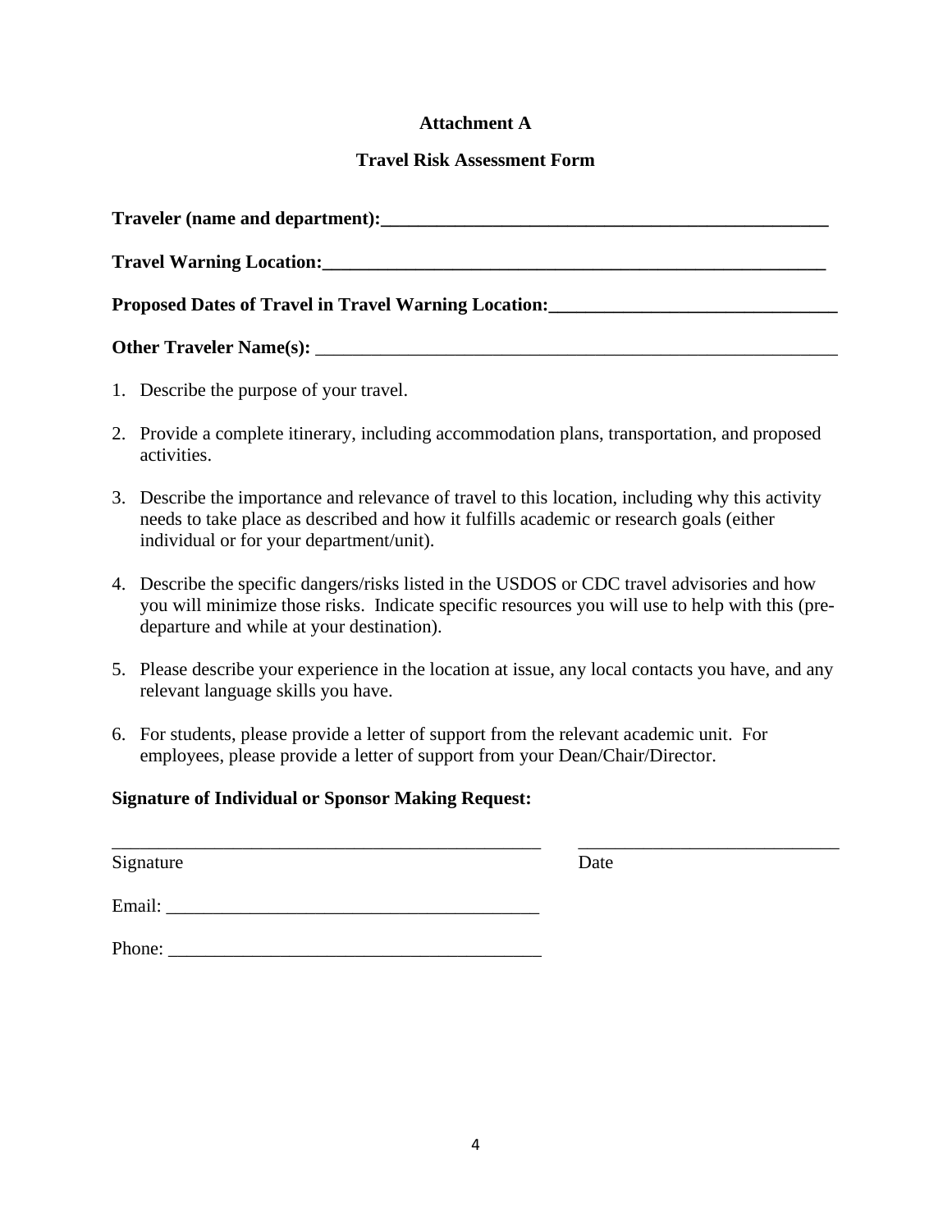**Attachment A**

**Travel Risk Assessment Form**

**Traveler (name and department):**\_\_\_\_\_\_\_\_\_\_\_\_\_\_\_\_\_\_\_\_\_\_\_\_\_\_\_\_\_\_\_\_\_\_\_\_\_\_\_\_\_\_\_\_\_\_\_\_\_\_

**Travel Warning Location:**\_\_\_\_\_\_\_\_\_\_\_\_\_\_\_\_\_\_\_\_\_\_\_\_\_\_\_\_\_\_\_\_\_\_\_\_\_\_\_\_\_\_\_\_\_\_\_\_\_\_\_\_\_\_\_\_\_\_

**Proposed Dates of Travel in Travel Warning Location:**\_\_\_\_\_\_\_\_\_\_\_\_\_\_\_\_\_\_\_\_\_\_\_\_\_\_\_\_\_\_\_

**Other Traveler Name(s):** \_\_\_\_\_\_\_\_\_\_\_\_\_\_\_\_\_\_\_\_\_\_\_\_\_\_\_\_\_\_\_\_\_\_\_\_\_\_\_\_\_\_\_\_\_\_\_\_\_\_\_\_\_\_\_\_\_\_

1. Describe the purpose of your travel.
2. Provide a complete itinerary, including accommodation plans, transportation, and proposed activities.
3. Describe the importance and relevance of travel to this location, including why this activity needs to take place as described and how it fulfills academic or research goals (either individual or for your department/unit).
4. Describe the specific dangers/risks listed in the USDOS or CDC travel advisories and how you will minimize those risks. Indicate specific resources you will use to help with this (pre-departure and while at your destination).
5. Please describe your experience in the location at issue, any local contacts you have, and any relevant language skills you have.
6. For students, please provide a letter of support from the relevant academic unit. For employees, please provide a letter of support from your Dean/Chair/Director.

**Signature of Individual or Sponsor Making Request:**

\_\_\_\_\_\_\_\_\_\_\_\_\_\_\_\_\_\_\_\_\_\_\_\_\_\_\_\_\_\_\_\_\_\_\_\_\_\_\_\_\_\_\_\_\_\_ \_\_\_\_\_\_\_\_\_\_\_\_\_\_\_\_\_\_\_\_\_\_\_\_\_\_\_\_\_\_

Signature Date

Email: \_\_\_\_\_\_\_\_\_\_\_\_\_\_\_\_\_\_\_\_\_\_\_\_\_\_\_\_\_\_\_\_\_\_\_\_\_\_\_\_

Phone: \_\_\_\_\_\_\_\_\_\_\_\_\_\_\_\_\_\_\_\_\_\_\_\_\_\_\_\_\_\_\_\_\_\_\_\_\_\_\_\_